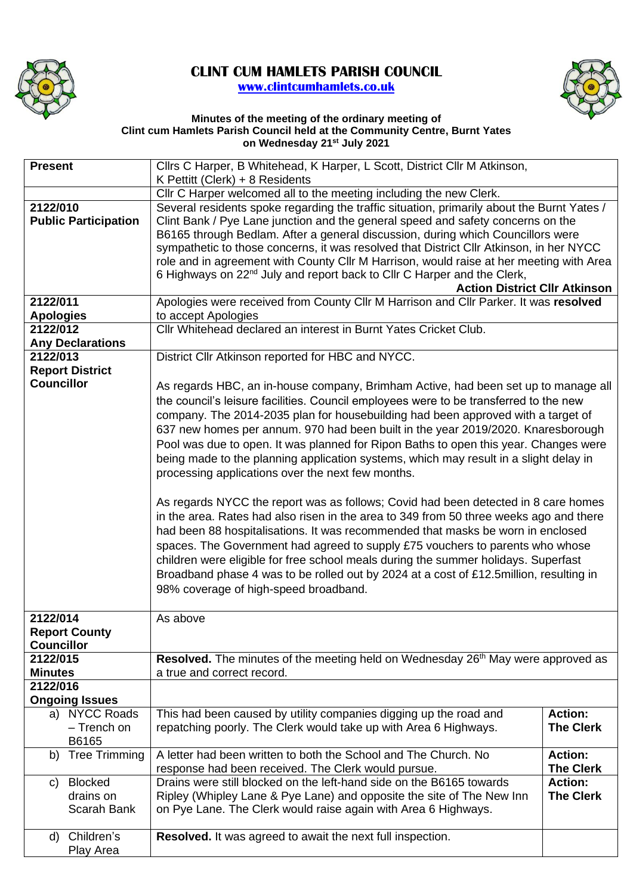# CLINT CUM HAMLETS PARISH COUNCIL

www.clintcumhamlets.co.uk

**Minutes of the meeting of the ordinary meeting of Clint cum Hamlets Parish Council held at the Community Centre, Burnt Yates on Wednesday 21st July 2021**

| | | |
|---|---|---|
| **Present** | Cllrs C Harper, B Whitehead, K Harper, L Scott, District Cllr M Atkinson, K Pettitt (Clerk) + 8 Residents | |
| | Cllr C Harper welcomed all to the meeting including the new Clerk. | |
| **2122/010 Public Participation** | Several residents spoke regarding the traffic situation, primarily about the Burnt Yates / Clint Bank / Pye Lane junction and the general speed and safety concerns on the B6165 through Bedlam. After a general discussion, during which Councillors were sympathetic to those concerns, it was resolved that District Cllr Atkinson, in her NYCC role and in agreement with County Cllr M Harrison, would raise at her meeting with Area 6 Highways on 22nd July and report back to Cllr C Harper and the Clerk, **Action District Cllr Atkinson** | |
| **2122/011 Apologies** | Apologies were received from County Cllr M Harrison and Cllr Parker. It was **resolved** to accept Apologies | |
| **2122/012 Any Declarations** | Cllr Whitehead declared an interest in Burnt Yates Cricket Club. | |
| **2122/013 Report District Councillor** | District Cllr Atkinson reported for HBC and NYCC.<br><br>As regards HBC, an in-house company, Brimham Active, had been set up to manage all the council's leisure facilities. Council employees were to be transferred to the new company. The 2014-2035 plan for housebuilding had been approved with a target of 637 new homes per annum. 970 had been built in the year 2019/2020. Knaresborough Pool was due to open. It was planned for Ripon Baths to open this year. Changes were being made to the planning application systems, which may result in a slight delay in processing applications over the next few months.<br><br>As regards NYCC the report was as follows; Covid had been detected in 8 care homes in the area. Rates had also risen in the area to 349 from 50 three weeks ago and there had been 88 hospitalisations. It was recommended that masks be worn in enclosed spaces. The Government had agreed to supply £75 vouchers to parents who whose children were eligible for free school meals during the summer holidays. Superfast Broadband phase 4 was to be rolled out by 2024 at a cost of £12.5million, resulting in 98% coverage of high-speed broadband. | |
| **2122/014 Report County Councillor** | As above | |
| **2122/015 Minutes** | **Resolved.** The minutes of the meeting held on Wednesday 26th May were approved as a true and correct record. | |
| **2122/016 Ongoing Issues** | | |
| a) NYCC Roads – Trench on B6165 | This had been caused by utility companies digging up the road and repatching poorly. The Clerk would take up with Area 6 Highways. | **Action: The Clerk** |
| b) Tree Trimming | A letter had been written to both the School and The Church. No response had been received. The Clerk would pursue. | **Action: The Clerk** |
| c) Blocked drains on Scarah Bank | Drains were still blocked on the left-hand side on the B6165 towards Ripley (Whipley Lane & Pye Lane) and opposite the site of The New Inn on Pye Lane. The Clerk would raise again with Area 6 Highways. | **Action: The Clerk** |
| d) Children's Play Area | **Resolved.** It was agreed to await the next full inspection. | |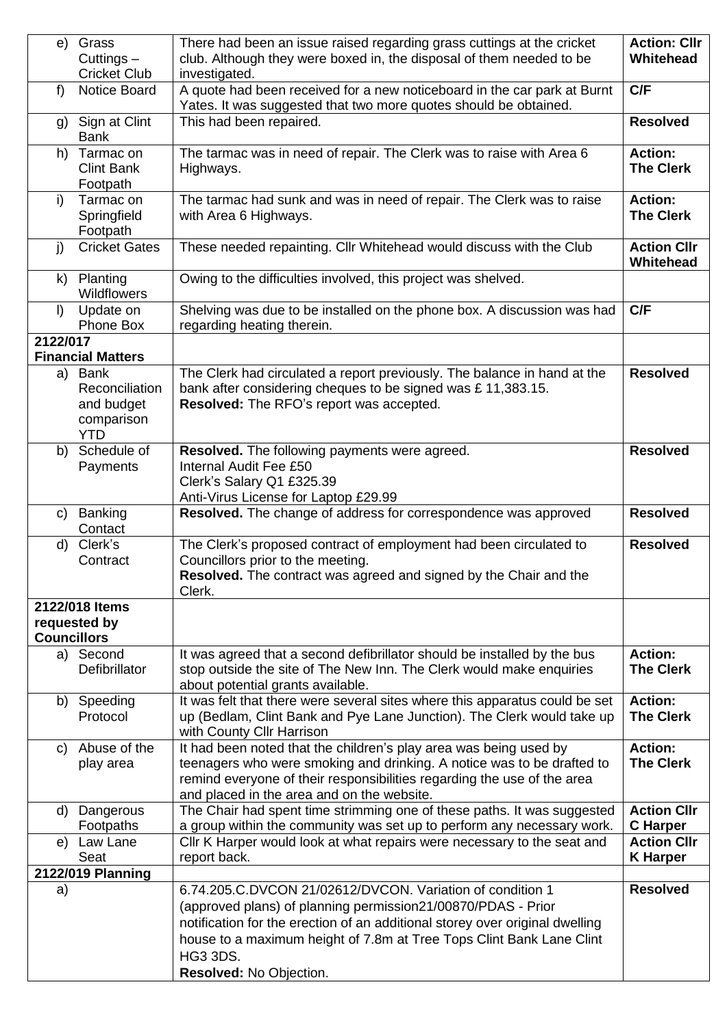| | | |
|---|---|---|
| e) Grass Cuttings – Cricket Club | There had been an issue raised regarding grass cuttings at the cricket club. Although they were boxed in, the disposal of them needed to be investigated. | **Action: Cllr Whitehead** |
| f) Notice Board | A quote had been received for a new noticeboard in the car park at Burnt Yates. It was suggested that two more quotes should be obtained. | **C/F** |
| g) Sign at Clint Bank | This had been repaired. | **Resolved** |
| h) Tarmac on Clint Bank Footpath | The tarmac was in need of repair. The Clerk was to raise with Area 6 Highways. | **Action: The Clerk** |
| i) Tarmac on Springfield Footpath | The tarmac had sunk and was in need of repair. The Clerk was to raise with Area 6 Highways. | **Action: The Clerk** |
| j) Cricket Gates | These needed repainting. Cllr Whitehead would discuss with the Club | **Action Cllr Whitehead** |
| k) Planting Wildflowers | Owing to the difficulties involved, this project was shelved. | |
| l) Update on Phone Box | Shelving was due to be installed on the phone box. A discussion was had regarding heating therein. | **C/F** |
| **2122/017 Financial Matters** | | |
| a) Bank Reconciliation and budget comparison YTD | The Clerk had circulated a report previously. The balance in hand at the bank after considering cheques to be signed was £ 11,383.15. **Resolved:** The RFO's report was accepted. | **Resolved** |
| b) Schedule of Payments | **Resolved.** The following payments were agreed.<br>Internal Audit Fee £50<br>Clerk's Salary Q1 £325.39<br>Anti-Virus License for Laptop £29.99 | **Resolved** |
| c) Banking Contact | **Resolved.** The change of address for correspondence was approved | **Resolved** |
| d) Clerk's Contract | The Clerk's proposed contract of employment had been circulated to Councillors prior to the meeting.<br>**Resolved.** The contract was agreed and signed by the Chair and the Clerk. | **Resolved** |
| **2122/018 Items requested by Councillors** | | |
| a) Second Defibrillator | It was agreed that a second defibrillator should be installed by the bus stop outside the site of The New Inn. The Clerk would make enquiries about potential grants available. | **Action: The Clerk** |
| b) Speeding Protocol | It was felt that there were several sites where this apparatus could be set up (Bedlam, Clint Bank and Pye Lane Junction). The Clerk would take up with County Cllr Harrison | **Action: The Clerk** |
| c) Abuse of the play area | It had been noted that the children's play area was being used by teenagers who were smoking and drinking. A notice was to be drafted to remind everyone of their responsibilities regarding the use of the area and placed in the area and on the website. | **Action: The Clerk** |
| d) Dangerous Footpaths | The Chair had spent time strimming one of these paths. It was suggested a group within the community was set up to perform any necessary work. | **Action Cllr C Harper** |
| e) Law Lane Seat | Cllr K Harper would look at what repairs were necessary to the seat and report back. | **Action Cllr K Harper** |
| **2122/019 Planning** | | |
| a) | 6.74.205.C.DVCON 21/02612/DVCON. Variation of condition 1 (approved plans) of planning permission21/00870/PDAS - Prior notification for the erection of an additional storey over original dwelling house to a maximum height of 7.8m at Tree Tops Clint Bank Lane Clint HG3 3DS.<br>**Resolved:** No Objection. | **Resolved** |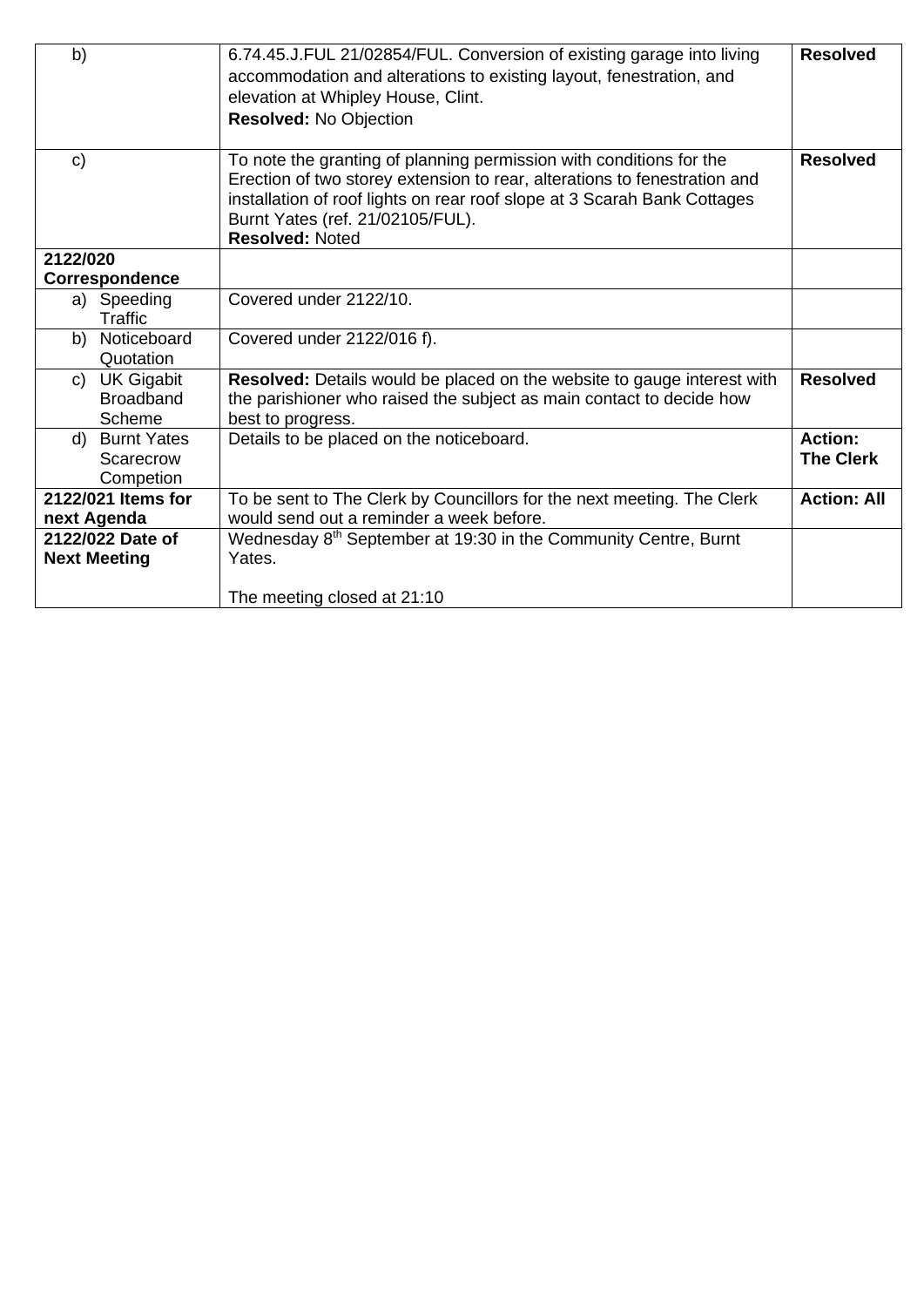| | | |
|---|---|---|
| b) | 6.74.45.J.FUL 21/02854/FUL. Conversion of existing garage into living accommodation and alterations to existing layout, fenestration, and elevation at Whipley House, Clint.<br>**Resolved:** No Objection | **Resolved** |
| c) | To note the granting of planning permission with conditions for the Erection of two storey extension to rear, alterations to fenestration and installation of roof lights on rear roof slope at 3 Scarah Bank Cottages Burnt Yates (ref. 21/02105/FUL).<br>**Resolved:** Noted | **Resolved** |
| **2122/020 Correspondence** | | |
| a) Speeding Traffic | Covered under 2122/10. | |
| b) Noticeboard Quotation | Covered under 2122/016 f). | |
| c) UK Gigabit Broadband Scheme | **Resolved:** Details would be placed on the website to gauge interest with the parishioner who raised the subject as main contact to decide how best to progress. | **Resolved** |
| d) Burnt Yates Scarecrow Competion | Details to be placed on the noticeboard. | **Action: The Clerk** |
| **2122/021 Items for next Agenda** | To be sent to The Clerk by Councillors for the next meeting. The Clerk would send out a reminder a week before. | **Action: All** |
| **2122/022 Date of Next Meeting** | Wednesday 8th September at 19:30 in the Community Centre, Burnt Yates.<br><br>The meeting closed at 21:10 | |